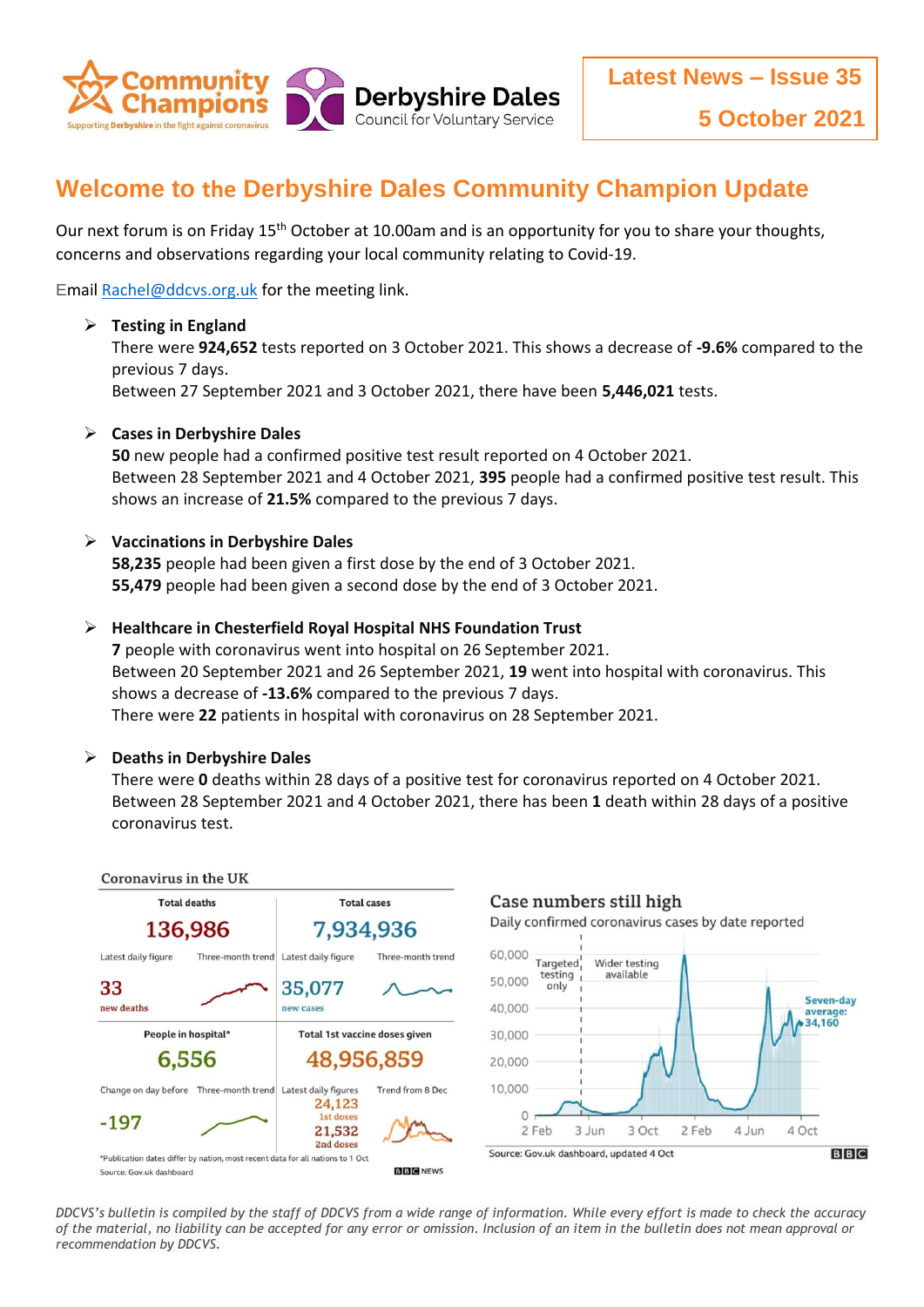Latest News – Issue 35

5 October 2021

# Welcome to the Derbyshire Dales Community Champion Update

Our next forum is on Friday 15th October at 10.00am and is an opportunity for you to share your thoughts, concerns and observations regarding your local community relating to Covid-19.

Email Rachel@ddcvs.org.uk for the meeting link.

- **Testing in England**
  There were **924,652** tests reported on 3 October 2021. This shows a decrease of **-9.6%** compared to the previous 7 days.
  Between 27 September 2021 and 3 October 2021, there have been **5,446,021** tests.

- **Cases in Derbyshire Dales**
  **50** new people had a confirmed positive test result reported on 4 October 2021.
  Between 28 September 2021 and 4 October 2021, **395** people had a confirmed positive test result. This shows an increase of **21.5%** compared to the previous 7 days.

- **Vaccinations in Derbyshire Dales**
  **58,235** people had been given a first dose by the end of 3 October 2021.
  **55,479** people had been given a second dose by the end of 3 October 2021.

- **Healthcare in Chesterfield Royal Hospital NHS Foundation Trust**
  **7** people with coronavirus went into hospital on 26 September 2021.
  Between 20 September 2021 and 26 September 2021, **19** went into hospital with coronavirus. This shows a decrease of **-13.6%** compared to the previous 7 days.
  There were **22** patients in hospital with coronavirus on 28 September 2021.

- **Deaths in Derbyshire Dales**
  There were **0** deaths within 28 days of a positive test for coronavirus reported on 4 October 2021.
  Between 28 September 2021 and 4 October 2021, there has been **1** death within 28 days of a positive coronavirus test.

Coronavirus in the UK

| Total deaths | | Total cases | |
|---|---|---|---|
| 136,986 | | 7,934,936 | |
| Latest daily figure | Three-month trend | Latest daily figure | Three-month trend |
| 33 new deaths | | 35,077 new cases | |
| **People in hospital*** | | **Total 1st vaccine doses given** | |
| 6,556 | | 48,956,859 | |
| Change on day before | Three-month trend | Latest daily figures | Trend from 8 Dec |
| -197 | | 24,123 1st doses; 21,532 2nd doses | |

*Publication dates differ by nation, most recent data for all nations to 1 Oct

Source: Gov.uk dashboard

BBC NEWS

**Case numbers still high**

Daily confirmed coronavirus cases by date reported

Targeted testing only | Wider testing available | Seven-day average: 34,160

Source: Gov.uk dashboard, updated 4 Oct

BBC

*DDCVS's bulletin is compiled by the staff of DDCVS from a wide range of information. While every effort is made to check the accuracy of the material, no liability can be accepted for any error or omission. Inclusion of an item in the bulletin does not mean approval or recommendation by DDCVS.*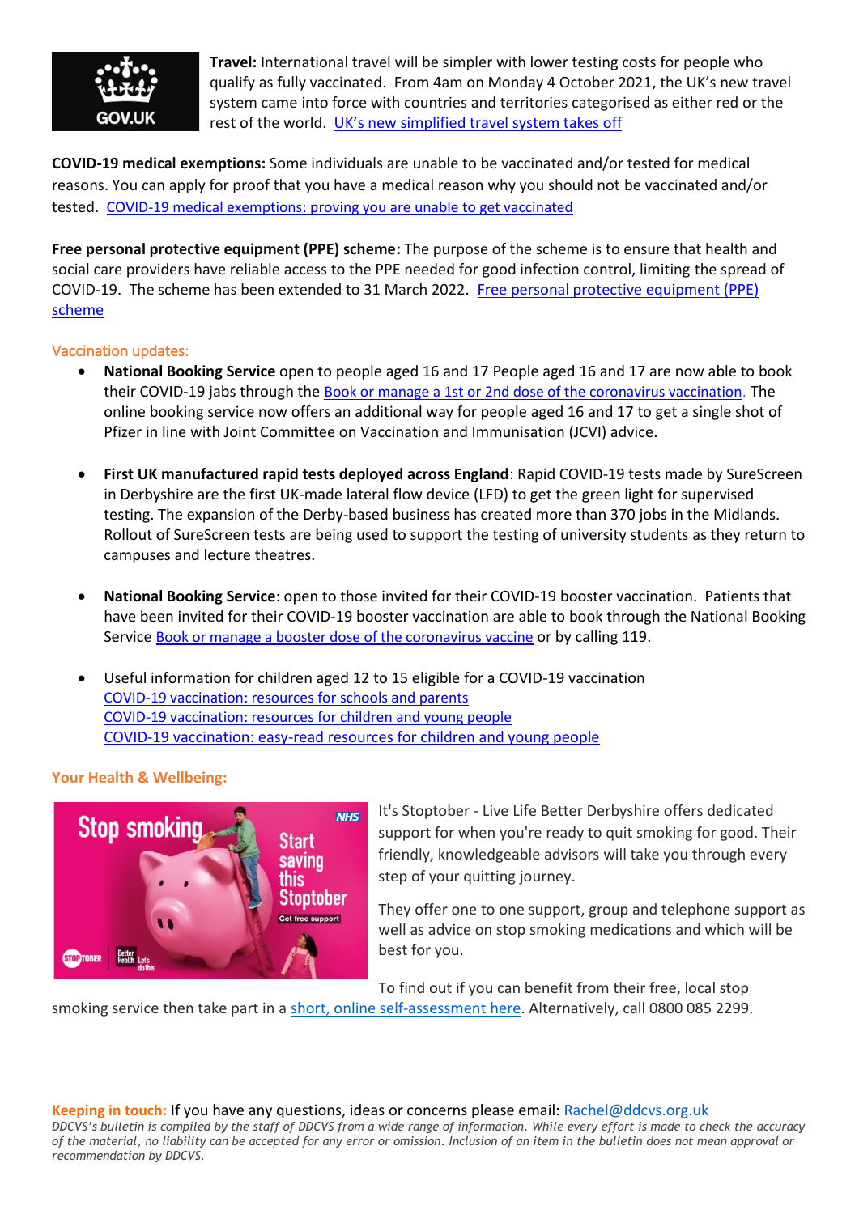**Travel:** International travel will be simpler with lower testing costs for people who qualify as fully vaccinated. From 4am on Monday 4 October 2021, the UK's new travel system came into force with countries and territories categorised as either red or the rest of the world. UK's new simplified travel system takes off

**COVID-19 medical exemptions:** Some individuals are unable to be vaccinated and/or tested for medical reasons. You can apply for proof that you have a medical reason why you should not be vaccinated and/or tested. COVID-19 medical exemptions: proving you are unable to get vaccinated

**Free personal protective equipment (PPE) scheme:** The purpose of the scheme is to ensure that health and social care providers have reliable access to the PPE needed for good infection control, limiting the spread of COVID-19. The scheme has been extended to 31 March 2022. Free personal protective equipment (PPE) scheme

Vaccination updates:

- **National Booking Service** open to people aged 16 and 17 People aged 16 and 17 are now able to book their COVID-19 jabs through the Book or manage a 1st or 2nd dose of the coronavirus vaccination. The online booking service now offers an additional way for people aged 16 and 17 to get a single shot of Pfizer in line with Joint Committee on Vaccination and Immunisation (JCVI) advice.

- **First UK manufactured rapid tests deployed across England**: Rapid COVID-19 tests made by SureScreen in Derbyshire are the first UK-made lateral flow device (LFD) to get the green light for supervised testing. The expansion of the Derby-based business has created more than 370 jobs in the Midlands. Rollout of SureScreen tests are being used to support the testing of university students as they return to campuses and lecture theatres.

- **National Booking Service**: open to those invited for their COVID-19 booster vaccination. Patients that have been invited for their COVID-19 booster vaccination are able to book through the National Booking Service Book or manage a booster dose of the coronavirus vaccine or by calling 119.

- Useful information for children aged 12 to 15 eligible for a COVID-19 vaccination
  COVID-19 vaccination: resources for schools and parents
  COVID-19 vaccination: resources for children and young people
  COVID-19 vaccination: easy-read resources for children and young people

**Your Health & Wellbeing:**

It's Stoptober - Live Life Better Derbyshire offers dedicated support for when you're ready to quit smoking for good. Their friendly, knowledgeable advisors will take you through every step of your quitting journey.

They offer one to one support, group and telephone support as well as advice on stop smoking medications and which will be best for you.

To find out if you can benefit from their free, local stop smoking service then take part in a short, online self-assessment here. Alternatively, call 0800 085 2299.

**Keeping in touch:** If you have any questions, ideas or concerns please email: Rachel@ddcvs.org.uk

*DDCVS's bulletin is compiled by the staff of DDCVS from a wide range of information. While every effort is made to check the accuracy of the material, no liability can be accepted for any error or omission. Inclusion of an item in the bulletin does not mean approval or recommendation by DDCVS.*